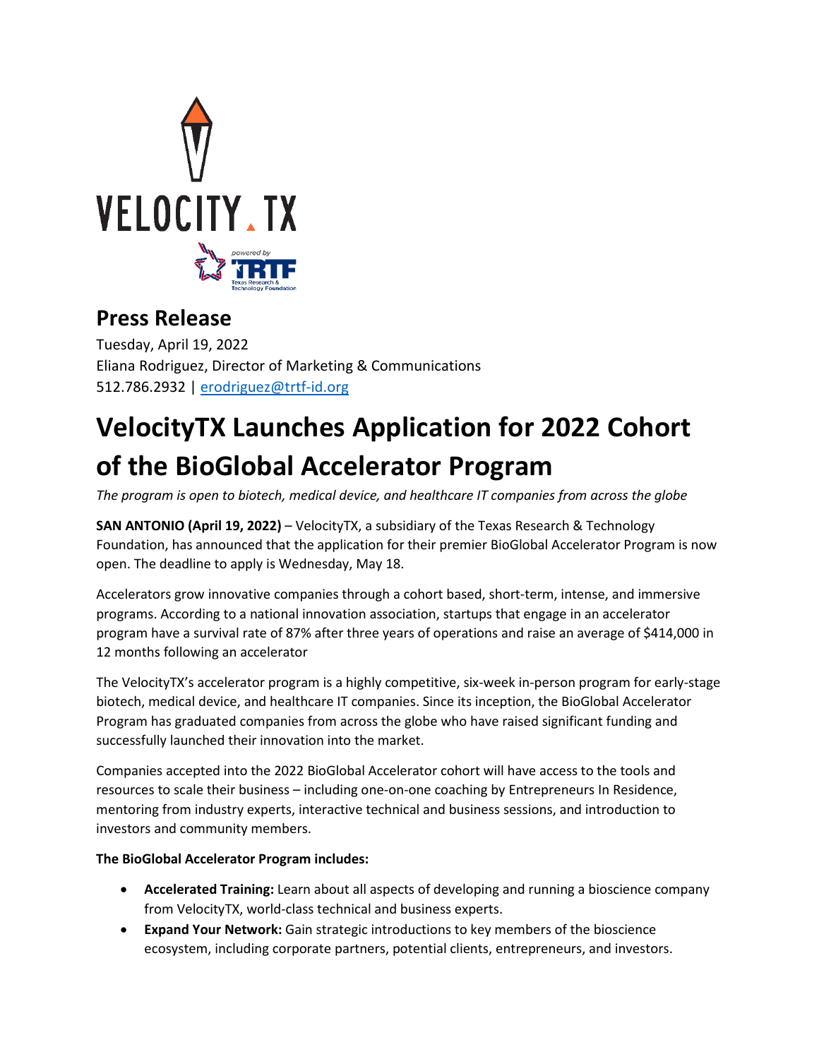## Press Release

Tuesday, April 19, 2022
Eliana Rodriguez, Director of Marketing & Communications
512.786.2932 | erodriguez@trtf-id.org

# VelocityTX Launches Application for 2022 Cohort of the BioGlobal Accelerator Program

*The program is open to biotech, medical device, and healthcare IT companies from across the globe*

**SAN ANTONIO (April 19, 2022)** – VelocityTX, a subsidiary of the Texas Research & Technology Foundation, has announced that the application for their premier BioGlobal Accelerator Program is now open. The deadline to apply is Wednesday, May 18.

Accelerators grow innovative companies through a cohort based, short-term, intense, and immersive programs. According to a national innovation association, startups that engage in an accelerator program have a survival rate of 87% after three years of operations and raise an average of $414,000 in 12 months following an accelerator

The VelocityTX's accelerator program is a highly competitive, six-week in-person program for early-stage biotech, medical device, and healthcare IT companies. Since its inception, the BioGlobal Accelerator Program has graduated companies from across the globe who have raised significant funding and successfully launched their innovation into the market.

Companies accepted into the 2022 BioGlobal Accelerator cohort will have access to the tools and resources to scale their business – including one-on-one coaching by Entrepreneurs In Residence, mentoring from industry experts, interactive technical and business sessions, and introduction to investors and community members.

**The BioGlobal Accelerator Program includes:**

- **Accelerated Training:** Learn about all aspects of developing and running a bioscience company from VelocityTX, world-class technical and business experts.
- **Expand Your Network:** Gain strategic introductions to key members of the bioscience ecosystem, including corporate partners, potential clients, entrepreneurs, and investors.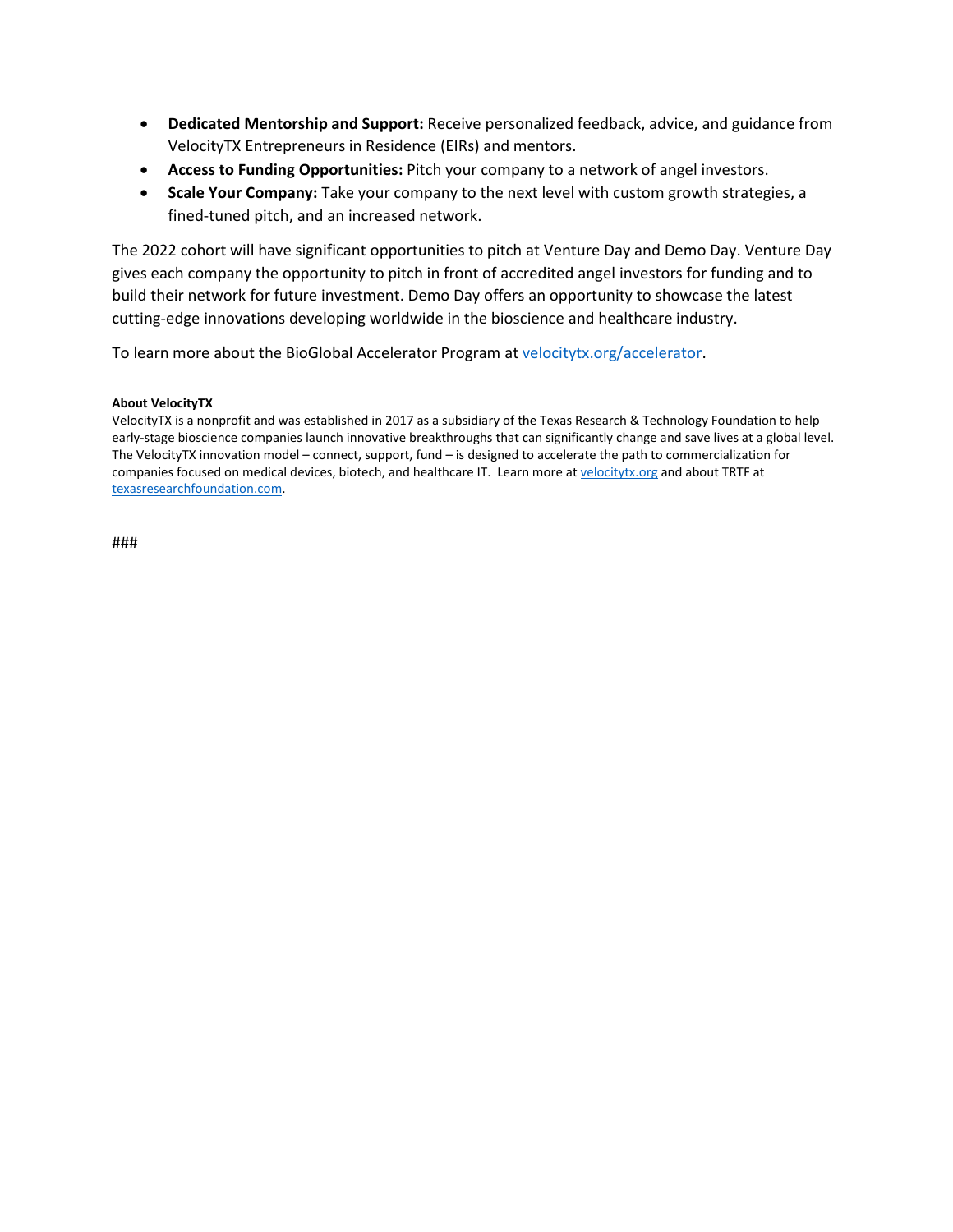- **Dedicated Mentorship and Support:** Receive personalized feedback, advice, and guidance from VelocityTX Entrepreneurs in Residence (EIRs) and mentors.
- **Access to Funding Opportunities:** Pitch your company to a network of angel investors.
- **Scale Your Company:** Take your company to the next level with custom growth strategies, a fined-tuned pitch, and an increased network.

The 2022 cohort will have significant opportunities to pitch at Venture Day and Demo Day. Venture Day gives each company the opportunity to pitch in front of accredited angel investors for funding and to build their network for future investment. Demo Day offers an opportunity to showcase the latest cutting-edge innovations developing worldwide in the bioscience and healthcare industry.

To learn more about the BioGlobal Accelerator Program at velocitytx.org/accelerator.

**About VelocityTX**

VelocityTX is a nonprofit and was established in 2017 as a subsidiary of the Texas Research & Technology Foundation to help early-stage bioscience companies launch innovative breakthroughs that can significantly change and save lives at a global level. The VelocityTX innovation model – connect, support, fund – is designed to accelerate the path to commercialization for companies focused on medical devices, biotech, and healthcare IT. Learn more at velocitytx.org and about TRTF at texasresearchfoundation.com.

###